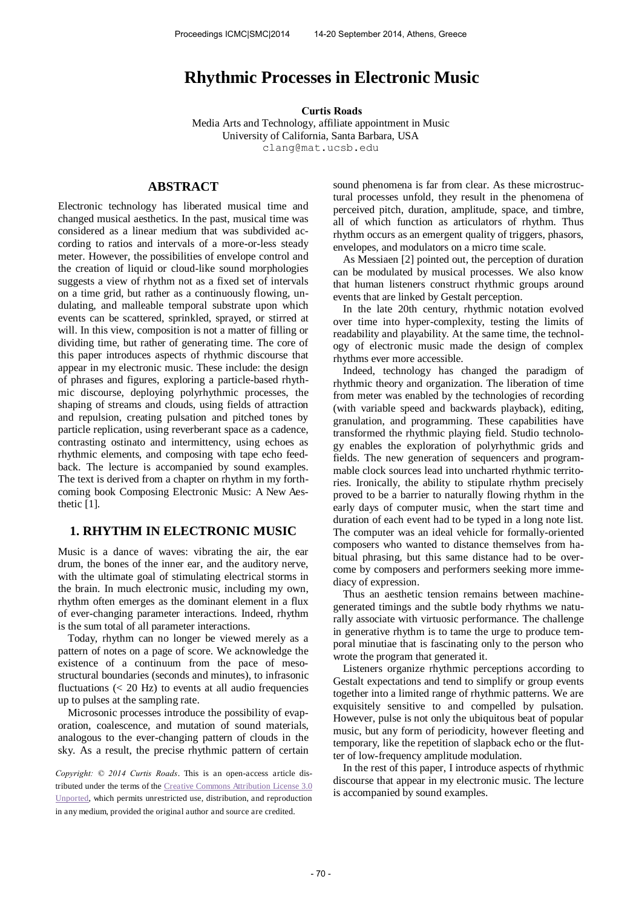# Rhythmic Processes in Electronic Music

**Curtis Roads**
Media Arts and Technology, affiliate appointment in Music
University of California, Santa Barbara, USA
clang@mat.ucsb.edu

## ABSTRACT

Electronic technology has liberated musical time and changed musical aesthetics. In the past, musical time was considered as a linear medium that was subdivided according to ratios and intervals of a more-or-less steady meter. However, the possibilities of envelope control and the creation of liquid or cloud-like sound morphologies suggests a view of rhythm not as a fixed set of intervals on a time grid, but rather as a continuously flowing, undulating, and malleable temporal substrate upon which events can be scattered, sprinkled, sprayed, or stirred at will. In this view, composition is not a matter of filling or dividing time, but rather of generating time. The core of this paper introduces aspects of rhythmic discourse that appear in my electronic music. These include: the design of phrases and figures, exploring a particle-based rhythmic discourse, deploying polyrhythmic processes, the shaping of streams and clouds, using fields of attraction and repulsion, creating pulsation and pitched tones by particle replication, using reverberant space as a cadence, contrasting ostinato and intermittency, using echoes as rhythmic elements, and composing with tape echo feedback. The lecture is accompanied by sound examples. The text is derived from a chapter on rhythm in my forthcoming book Composing Electronic Music: A New Aesthetic [1].

## 1. RHYTHM IN ELECTRONIC MUSIC

Music is a dance of waves: vibrating the air, the ear drum, the bones of the inner ear, and the auditory nerve, with the ultimate goal of stimulating electrical storms in the brain. In much electronic music, including my own, rhythm often emerges as the dominant element in a flux of ever-changing parameter interactions. Indeed, rhythm is the sum total of all parameter interactions.

Today, rhythm can no longer be viewed merely as a pattern of notes on a page of score. We acknowledge the existence of a continuum from the pace of mesostructural boundaries (seconds and minutes), to infrasonic fluctuations (< 20 Hz) to events at all audio frequencies up to pulses at the sampling rate.

Microsonic processes introduce the possibility of evaporation, coalescence, and mutation of sound materials, analogous to the ever-changing pattern of clouds in the sky. As a result, the precise rhythmic pattern of certain sound phenomena is far from clear. As these microstructural processes unfold, they result in the phenomena of perceived pitch, duration, amplitude, space, and timbre, all of which function as articulators of rhythm. Thus rhythm occurs as an emergent quality of triggers, phasors, envelopes, and modulators on a micro time scale.

As Messiaen [2] pointed out, the perception of duration can be modulated by musical processes. We also know that human listeners construct rhythmic groups around events that are linked by Gestalt perception.

In the late 20th century, rhythmic notation evolved over time into hyper-complexity, testing the limits of readability and playability. At the same time, the technology of electronic music made the design of complex rhythms ever more accessible.

Indeed, technology has changed the paradigm of rhythmic theory and organization. The liberation of time from meter was enabled by the technologies of recording (with variable speed and backwards playback), editing, granulation, and programming. These capabilities have transformed the rhythmic playing field. Studio technology enables the exploration of polyrhythmic grids and fields. The new generation of sequencers and programmable clock sources lead into uncharted rhythmic territories. Ironically, the ability to stipulate rhythm precisely proved to be a barrier to naturally flowing rhythm in the early days of computer music, when the start time and duration of each event had to be typed in a long note list. The computer was an ideal vehicle for formally-oriented composers who wanted to distance themselves from habitual phrasing, but this same distance had to be overcome by composers and performers seeking more immediacy of expression.

Thus an aesthetic tension remains between machine-generated timings and the subtle body rhythms we naturally associate with virtuosic performance. The challenge in generative rhythm is to tame the urge to produce temporal minutiae that is fascinating only to the person who wrote the program that generated it.

Listeners organize rhythmic perceptions according to Gestalt expectations and tend to simplify or group events together into a limited range of rhythmic patterns. We are exquisitely sensitive to and compelled by pulsation. However, pulse is not only the ubiquitous beat of popular music, but any form of periodicity, however fleeting and temporary, like the repetition of slapback echo or the flutter of low-frequency amplitude modulation.

In the rest of this paper, I introduce aspects of rhythmic discourse that appear in my electronic music. The lecture is accompanied by sound examples.

*Copyright: © 2014 Curtis Roads. This is an open-access article distributed under the terms of the Creative Commons Attribution License 3.0 Unported, which permits unrestricted use, distribution, and reproduction in any medium, provided the original author and source are credited.*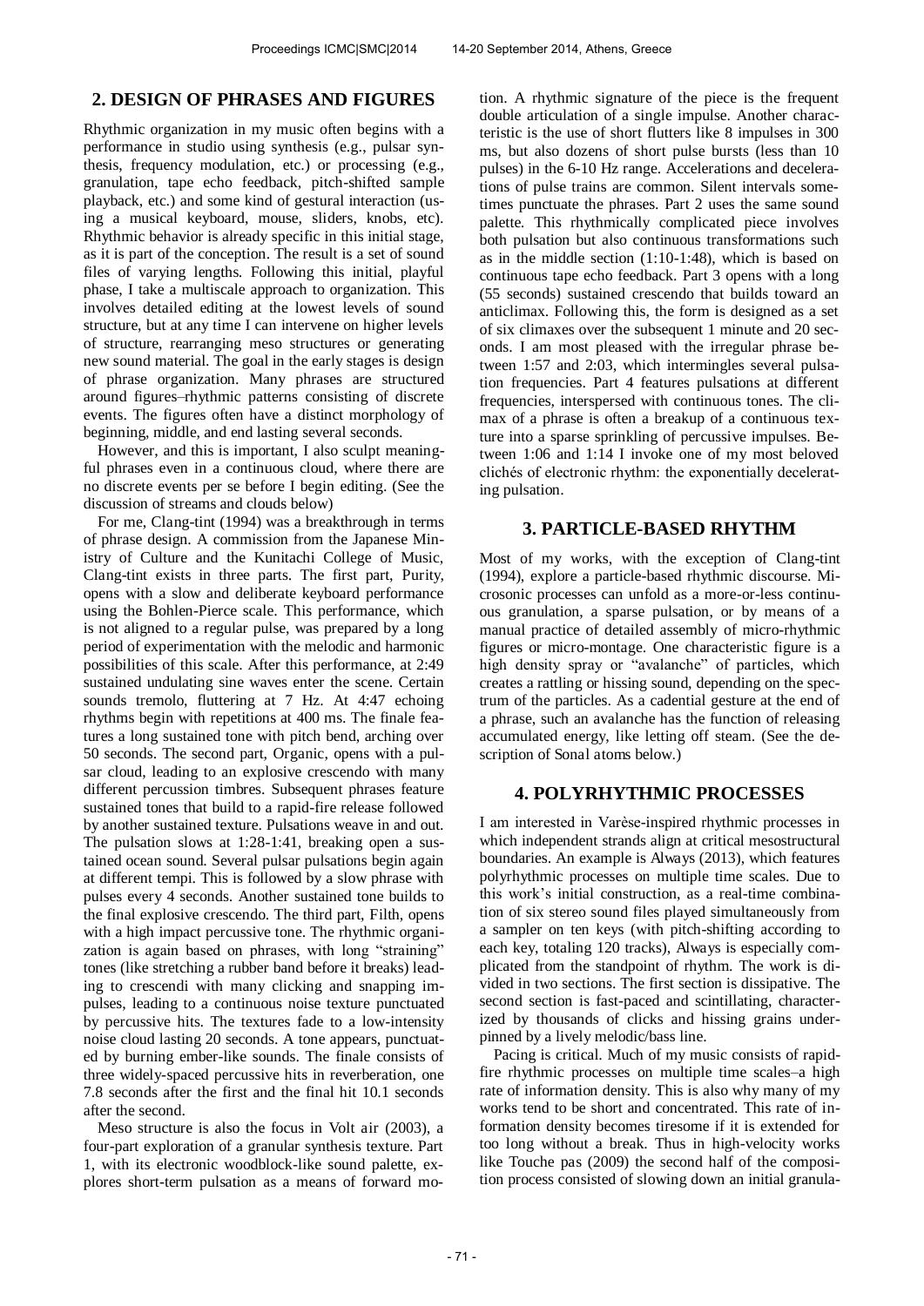## 2. DESIGN OF PHRASES AND FIGURES

Rhythmic organization in my music often begins with a performance in studio using synthesis (e.g., pulsar synthesis, frequency modulation, etc.) or processing (e.g., granulation, tape echo feedback, pitch-shifted sample playback, etc.) and some kind of gestural interaction (using a musical keyboard, mouse, sliders, knobs, etc). Rhythmic behavior is already specific in this initial stage, as it is part of the conception. The result is a set of sound files of varying lengths. Following this initial, playful phase, I take a multiscale approach to organization. This involves detailed editing at the lowest levels of sound structure, but at any time I can intervene on higher levels of structure, rearranging meso structures or generating new sound material. The goal in the early stages is design of phrase organization. Many phrases are structured around figures–rhythmic patterns consisting of discrete events. The figures often have a distinct morphology of beginning, middle, and end lasting several seconds.

However, and this is important, I also sculpt meaningful phrases even in a continuous cloud, where there are no discrete events per se before I begin editing. (See the discussion of streams and clouds below)

For me, Clang-tint (1994) was a breakthrough in terms of phrase design. A commission from the Japanese Ministry of Culture and the Kunitachi College of Music, Clang-tint exists in three parts. The first part, Purity, opens with a slow and deliberate keyboard performance using the Bohlen-Pierce scale. This performance, which is not aligned to a regular pulse, was prepared by a long period of experimentation with the melodic and harmonic possibilities of this scale. After this performance, at 2:49 sustained undulating sine waves enter the scene. Certain sounds tremolo, fluttering at 7 Hz. At 4:47 echoing rhythms begin with repetitions at 400 ms. The finale features a long sustained tone with pitch bend, arching over 50 seconds. The second part, Organic, opens with a pulsar cloud, leading to an explosive crescendo with many different percussion timbres. Subsequent phrases feature sustained tones that build to a rapid-fire release followed by another sustained texture. Pulsations weave in and out. The pulsation slows at 1:28-1:41, breaking open a sustained ocean sound. Several pulsar pulsations begin again at different tempi. This is followed by a slow phrase with pulses every 4 seconds. Another sustained tone builds to the final explosive crescendo. The third part, Filth, opens with a high impact percussive tone. The rhythmic organization is again based on phrases, with long "straining" tones (like stretching a rubber band before it breaks) leading to crescendi with many clicking and snapping impulses, leading to a continuous noise texture punctuated by percussive hits. The textures fade to a low-intensity noise cloud lasting 20 seconds. A tone appears, punctuated by burning ember-like sounds. The finale consists of three widely-spaced percussive hits in reverberation, one 7.8 seconds after the first and the final hit 10.1 seconds after the second.

Meso structure is also the focus in Volt air (2003), a four-part exploration of a granular synthesis texture. Part 1, with its electronic woodblock-like sound palette, explores short-term pulsation as a means of forward motion. A rhythmic signature of the piece is the frequent double articulation of a single impulse. Another characteristic is the use of short flutters like 8 impulses in 300 ms, but also dozens of short pulse bursts (less than 10 pulses) in the 6-10 Hz range. Accelerations and decelerations of pulse trains are common. Silent intervals sometimes punctuate the phrases. Part 2 uses the same sound palette. This rhythmically complicated piece involves both pulsation but also continuous transformations such as in the middle section (1:10-1:48), which is based on continuous tape echo feedback. Part 3 opens with a long (55 seconds) sustained crescendo that builds toward an anticlimax. Following this, the form is designed as a set of six climaxes over the subsequent 1 minute and 20 seconds. I am most pleased with the irregular phrase between 1:57 and 2:03, which intermingles several pulsation frequencies. Part 4 features pulsations at different frequencies, interspersed with continuous tones. The climax of a phrase is often a breakup of a continuous texture into a sparse sprinkling of percussive impulses. Between 1:06 and 1:14 I invoke one of my most beloved clichés of electronic rhythm: the exponentially decelerating pulsation.

## 3. PARTICLE-BASED RHYTHM

Most of my works, with the exception of Clang-tint (1994), explore a particle-based rhythmic discourse. Microsonic processes can unfold as a more-or-less continuous granulation, a sparse pulsation, or by means of a manual practice of detailed assembly of micro-rhythmic figures or micro-montage. One characteristic figure is a high density spray or "avalanche" of particles, which creates a rattling or hissing sound, depending on the spectrum of the particles. As a cadential gesture at the end of a phrase, such an avalanche has the function of releasing accumulated energy, like letting off steam. (See the description of Sonal atoms below.)

## 4. POLYRHYTHMIC PROCESSES

I am interested in Varèse-inspired rhythmic processes in which independent strands align at critical mesostructural boundaries. An example is Always (2013), which features polyrhythmic processes on multiple time scales. Due to this work's initial construction, as a real-time combination of six stereo sound files played simultaneously from a sampler on ten keys (with pitch-shifting according to each key, totaling 120 tracks), Always is especially complicated from the standpoint of rhythm. The work is divided in two sections. The first section is dissipative. The second section is fast-paced and scintillating, characterized by thousands of clicks and hissing grains underpinned by a lively melodic/bass line.

Pacing is critical. Much of my music consists of rapid-fire rhythmic processes on multiple time scales–a high rate of information density. This is also why many of my works tend to be short and concentrated. This rate of information density becomes tiresome if it is extended for too long without a break. Thus in high-velocity works like Touche pas (2009) the second half of the composition process consisted of slowing down an initial granula-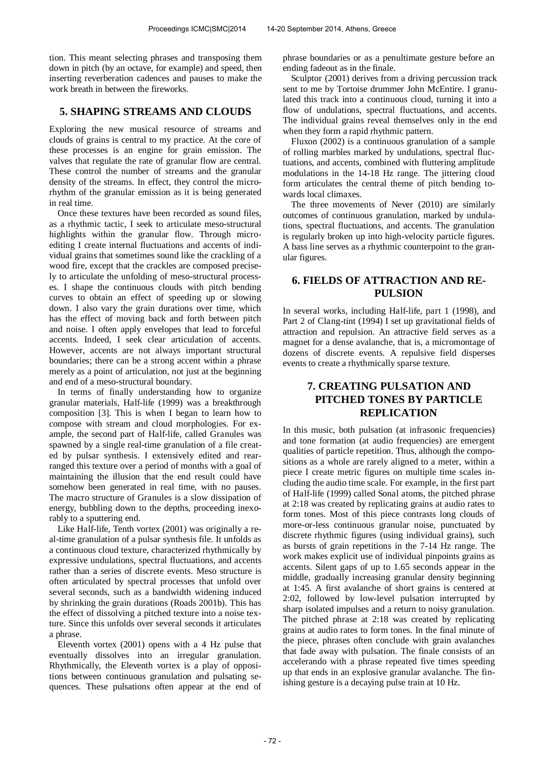tion. This meant selecting phrases and transposing them down in pitch (by an octave, for example) and speed, then inserting reverberation cadences and pauses to make the work breath in between the fireworks.

## 5. SHAPING STREAMS AND CLOUDS

Exploring the new musical resource of streams and clouds of grains is central to my practice. At the core of these processes is an engine for grain emission. The valves that regulate the rate of granular flow are central. These control the number of streams and the granular density of the streams. In effect, they control the micro-rhythm of the granular emission as it is being generated in real time.

Once these textures have been recorded as sound files, as a rhythmic tactic, I seek to articulate meso-structural highlights within the granular flow. Through micro-editing I create internal fluctuations and accents of individual grains that sometimes sound like the crackling of a wood fire, except that the crackles are composed precisely to articulate the unfolding of meso-structural processes. I shape the continuous clouds with pitch bending curves to obtain an effect of speeding up or slowing down. I also vary the grain durations over time, which has the effect of moving back and forth between pitch and noise. I often apply envelopes that lead to forceful accents. Indeed, I seek clear articulation of accents. However, accents are not always important structural boundaries; there can be a strong accent within a phrase merely as a point of articulation, not just at the beginning and end of a meso-structural boundary.

In terms of finally understanding how to organize granular materials, Half-life (1999) was a breakthrough composition [3]. This is when I began to learn how to compose with stream and cloud morphologies. For example, the second part of Half-life, called Granules was spawned by a single real-time granulation of a file created by pulsar synthesis. I extensively edited and rearranged this texture over a period of months with a goal of maintaining the illusion that the end result could have somehow been generated in real time, with no pauses. The macro structure of Granules is a slow dissipation of energy, bubbling down to the depths, proceeding inexorably to a sputtering end.

Like Half-life, Tenth vortex (2001) was originally a real-time granulation of a pulsar synthesis file. It unfolds as a continuous cloud texture, characterized rhythmically by expressive undulations, spectral fluctuations, and accents rather than a series of discrete events. Meso structure is often articulated by spectral processes that unfold over several seconds, such as a bandwidth widening induced by shrinking the grain durations (Roads 2001b). This has the effect of dissolving a pitched texture into a noise texture. Since this unfolds over several seconds it articulates a phrase.

Eleventh vortex (2001) opens with a 4 Hz pulse that eventually dissolves into an irregular granulation. Rhythmically, the Eleventh vortex is a play of oppositions between continuous granulation and pulsating sequences. These pulsations often appear at the end of phrase boundaries or as a penultimate gesture before an ending fadeout as in the finale.

Sculptor (2001) derives from a driving percussion track sent to me by Tortoise drummer John McEntire. I granulated this track into a continuous cloud, turning it into a flow of undulations, spectral fluctuations, and accents. The individual grains reveal themselves only in the end when they form a rapid rhythmic pattern.

Fluxon (2002) is a continuous granulation of a sample of rolling marbles marked by undulations, spectral fluctuations, and accents, combined with fluttering amplitude modulations in the 14-18 Hz range. The jittering cloud form articulates the central theme of pitch bending towards local climaxes.

The three movements of Never (2010) are similarly outcomes of continuous granulation, marked by undulations, spectral fluctuations, and accents. The granulation is regularly broken up into high-velocity particle figures. A bass line serves as a rhythmic counterpoint to the granular figures.

## 6. FIELDS OF ATTRACTION AND REPULSION

In several works, including Half-life, part 1 (1998), and Part 2 of Clang-tint (1994) I set up gravitational fields of attraction and repulsion. An attractive field serves as a magnet for a dense avalanche, that is, a micromontage of dozens of discrete events. A repulsive field disperses events to create a rhythmically sparse texture.

## 7. CREATING PULSATION AND PITCHED TONES BY PARTICLE REPLICATION

In this music, both pulsation (at infrasonic frequencies) and tone formation (at audio frequencies) are emergent qualities of particle repetition. Thus, although the compositions as a whole are rarely aligned to a meter, within a piece I create metric figures on multiple time scales including the audio time scale. For example, in the first part of Half-life (1999) called Sonal atoms, the pitched phrase at 2:18 was created by replicating grains at audio rates to form tones. Most of this piece contrasts long clouds of more-or-less continuous granular noise, punctuated by discrete rhythmic figures (using individual grains), such as bursts of grain repetitions in the 7-14 Hz range. The work makes explicit use of individual pinpoints grains as accents. Silent gaps of up to 1.65 seconds appear in the middle, gradually increasing granular density beginning at 1:45. A first avalanche of short grains is centered at 2:02, followed by low-level pulsation interrupted by sharp isolated impulses and a return to noisy granulation. The pitched phrase at 2:18 was created by replicating grains at audio rates to form tones. In the final minute of the piece, phrases often conclude with grain avalanches that fade away with pulsation. The finale consists of an accelerando with a phrase repeated five times speeding up that ends in an explosive granular avalanche. The finishing gesture is a decaying pulse train at 10 Hz.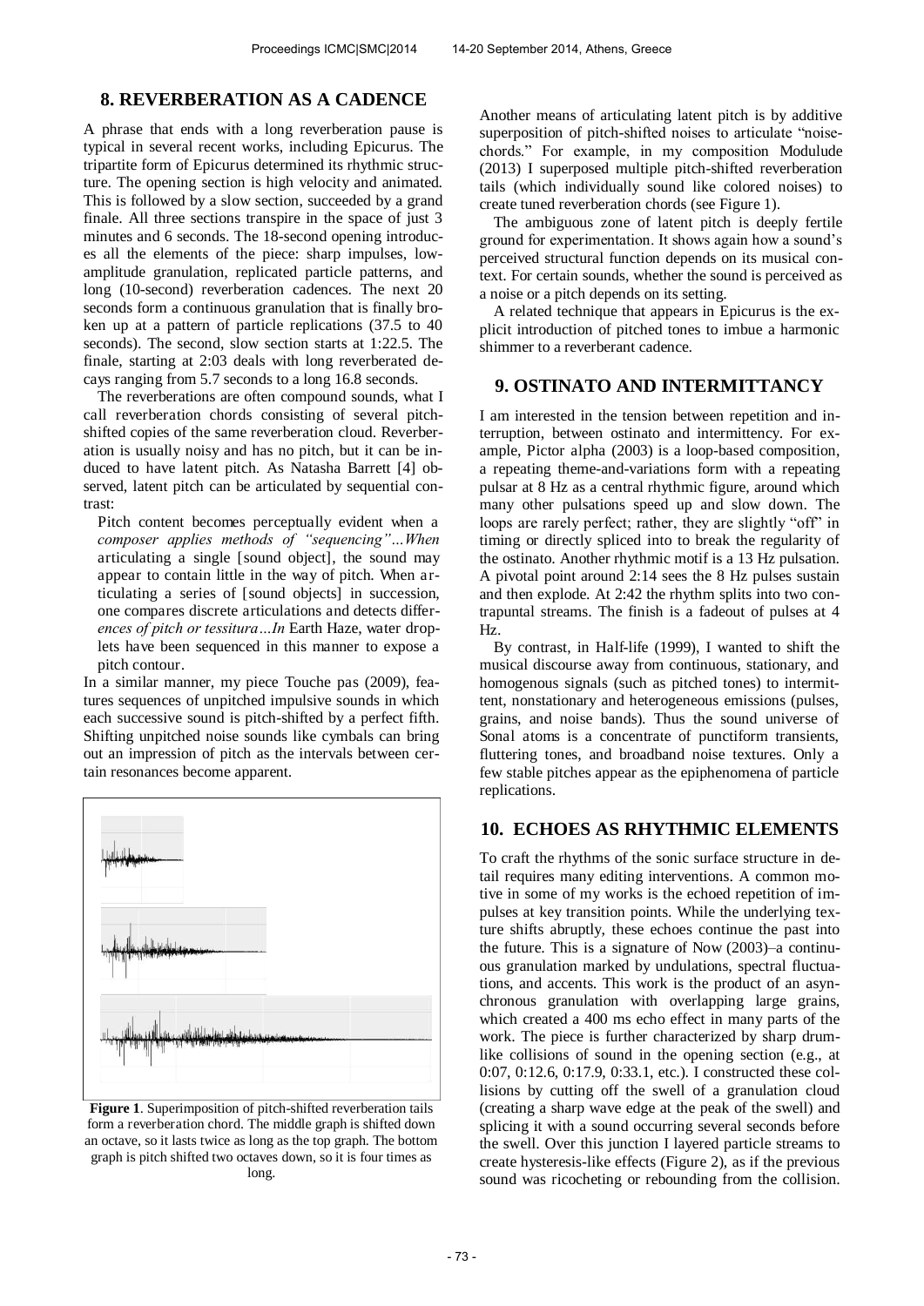## 8. REVERBERATION AS A CADENCE

A phrase that ends with a long reverberation pause is typical in several recent works, including Epicurus. The tripartite form of Epicurus determined its rhythmic structure. The opening section is high velocity and animated. This is followed by a slow section, succeeded by a grand finale. All three sections transpire in the space of just 3 minutes and 6 seconds. The 18-second opening introduces all the elements of the piece: sharp impulses, low-amplitude granulation, replicated particle patterns, and long (10-second) reverberation cadences. The next 20 seconds form a continuous granulation that is finally broken up at a pattern of particle replications (37.5 to 40 seconds). The second, slow section starts at 1:22.5. The finale, starting at 2:03 deals with long reverberated decays ranging from 5.7 seconds to a long 16.8 seconds.

The reverberations are often compound sounds, what I call reverberation chords consisting of several pitch-shifted copies of the same reverberation cloud. Reverberation is usually noisy and has no pitch, but it can be induced to have latent pitch. As Natasha Barrett [4] observed, latent pitch can be articulated by sequential contrast:

> Pitch content becomes perceptually evident when a *composer applies methods of "sequencing"…When* articulating a single [sound object], the sound may appear to contain little in the way of pitch. When articulating a series of [sound objects] in succession, one compares discrete articulations and detects differ*ences of pitch or tessitura…In* Earth Haze, water droplets have been sequenced in this manner to expose a pitch contour.

In a similar manner, my piece Touche pas (2009), features sequences of unpitched impulsive sounds in which each successive sound is pitch-shifted by a perfect fifth. Shifting unpitched noise sounds like cymbals can bring out an impression of pitch as the intervals between certain resonances become apparent.

**Figure 1**. Superimposition of pitch-shifted reverberation tails form a reverberation chord. The middle graph is shifted down an octave, so it lasts twice as long as the top graph. The bottom graph is pitch shifted two octaves down, so it is four times as long.

Another means of articulating latent pitch is by additive superposition of pitch-shifted noises to articulate "noise-chords." For example, in my composition Modulude (2013) I superposed multiple pitch-shifted reverberation tails (which individually sound like colored noises) to create tuned reverberation chords (see Figure 1).

The ambiguous zone of latent pitch is deeply fertile ground for experimentation. It shows again how a sound's perceived structural function depends on its musical context. For certain sounds, whether the sound is perceived as a noise or a pitch depends on its setting.

A related technique that appears in Epicurus is the explicit introduction of pitched tones to imbue a harmonic shimmer to a reverberant cadence.

## 9. OSTINATO AND INTERMITTANCY

I am interested in the tension between repetition and interruption, between ostinato and intermittency. For example, Pictor alpha (2003) is a loop-based composition, a repeating theme-and-variations form with a repeating pulsar at 8 Hz as a central rhythmic figure, around which many other pulsations speed up and slow down. The loops are rarely perfect; rather, they are slightly "off" in timing or directly spliced into to break the regularity of the ostinato. Another rhythmic motif is a 13 Hz pulsation. A pivotal point around 2:14 sees the 8 Hz pulses sustain and then explode. At 2:42 the rhythm splits into two contrapuntal streams. The finish is a fadeout of pulses at 4 Hz.

By contrast, in Half-life (1999), I wanted to shift the musical discourse away from continuous, stationary, and homogenous signals (such as pitched tones) to intermittent, nonstationary and heterogeneous emissions (pulses, grains, and noise bands). Thus the sound universe of Sonal atoms is a concentrate of punctiform transients, fluttering tones, and broadband noise textures. Only a few stable pitches appear as the epiphenomena of particle replications.

## 10. ECHOES AS RHYTHMIC ELEMENTS

To craft the rhythms of the sonic surface structure in detail requires many editing interventions. A common motive in some of my works is the echoed repetition of impulses at key transition points. While the underlying texture shifts abruptly, these echoes continue the past into the future. This is a signature of Now (2003)–a continuous granulation marked by undulations, spectral fluctuations, and accents. This work is the product of an asynchronous granulation with overlapping large grains, which created a 400 ms echo effect in many parts of the work. The piece is further characterized by sharp drum-like collisions of sound in the opening section (e.g., at 0:07, 0:12.6, 0:17.9, 0:33.1, etc.). I constructed these collisions by cutting off the swell of a granulation cloud (creating a sharp wave edge at the peak of the swell) and splicing it with a sound occurring several seconds before the swell. Over this junction I layered particle streams to create hysteresis-like effects (Figure 2), as if the previous sound was ricocheting or rebounding from the collision.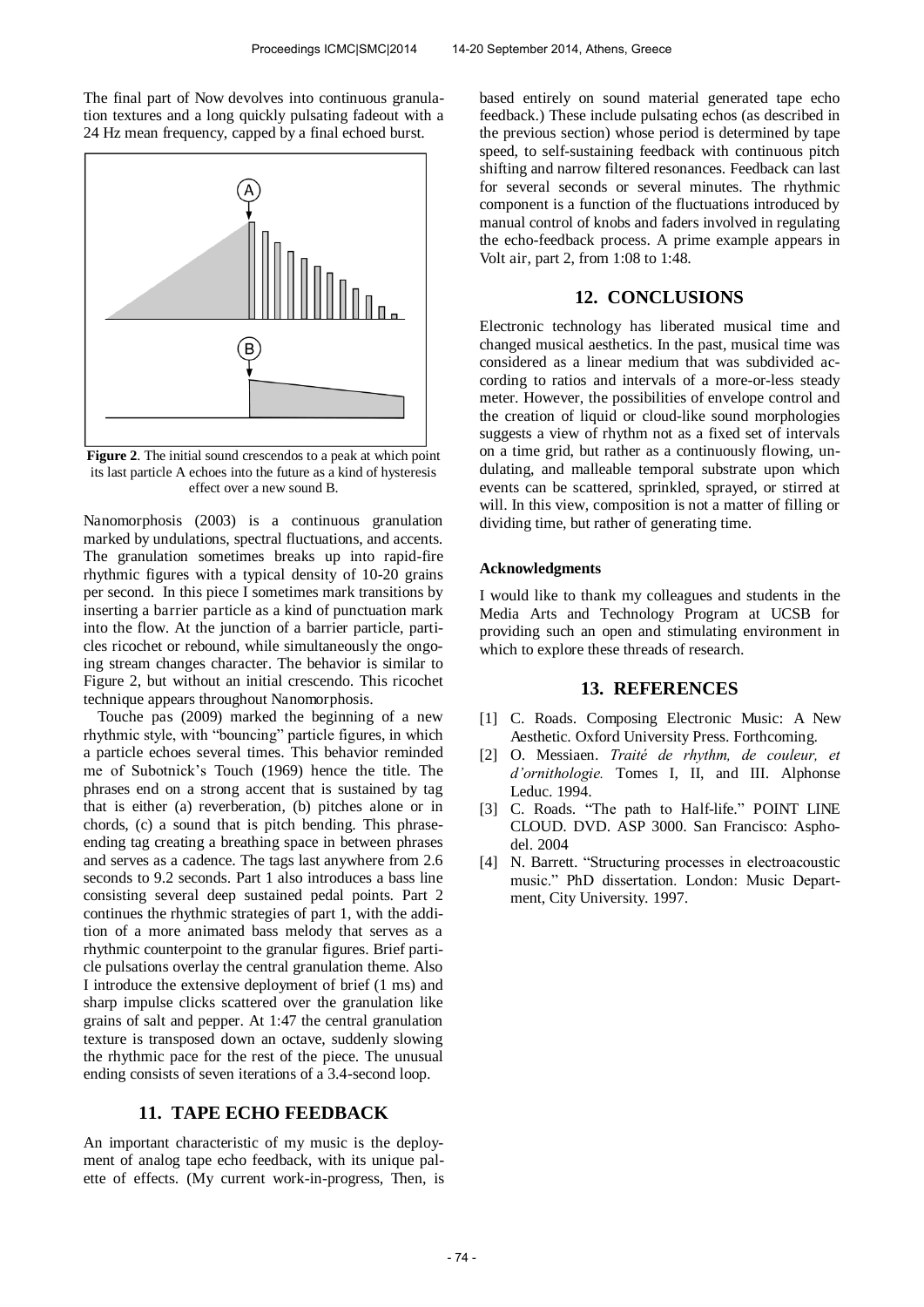The final part of Now devolves into continuous granulation textures and a long quickly pulsating fadeout with a 24 Hz mean frequency, capped by a final echoed burst.

A

B

**Figure 2**. The initial sound crescendos to a peak at which point its last particle A echoes into the future as a kind of hysteresis effect over a new sound B.

Nanomorphosis (2003) is a continuous granulation marked by undulations, spectral fluctuations, and accents. The granulation sometimes breaks up into rapid-fire rhythmic figures with a typical density of 10-20 grains per second. In this piece I sometimes mark transitions by inserting a barrier particle as a kind of punctuation mark into the flow. At the junction of a barrier particle, particles ricochet or rebound, while simultaneously the ongoing stream changes character. The behavior is similar to Figure 2, but without an initial crescendo. This ricochet technique appears throughout Nanomorphosis.

Touche pas (2009) marked the beginning of a new rhythmic style, with "bouncing" particle figures, in which a particle echoes several times. This behavior reminded me of Subotnick's Touch (1969) hence the title. The phrases end on a strong accent that is sustained by tag that is either (a) reverberation, (b) pitches alone or in chords, (c) a sound that is pitch bending. This phrase-ending tag creating a breathing space in between phrases and serves as a cadence. The tags last anywhere from 2.6 seconds to 9.2 seconds. Part 1 also introduces a bass line consisting several deep sustained pedal points. Part 2 continues the rhythmic strategies of part 1, with the addition of a more animated bass melody that serves as a rhythmic counterpoint to the granular figures. Brief particle pulsations overlay the central granulation theme. Also I introduce the extensive deployment of brief (1 ms) and sharp impulse clicks scattered over the granulation like grains of salt and pepper. At 1:47 the central granulation texture is transposed down an octave, suddenly slowing the rhythmic pace for the rest of the piece. The unusual ending consists of seven iterations of a 3.4-second loop.

## 11. TAPE ECHO FEEDBACK

An important characteristic of my music is the deployment of analog tape echo feedback, with its unique palette of effects. (My current work-in-progress, Then, is based entirely on sound material generated tape echo feedback.) These include pulsating echos (as described in the previous section) whose period is determined by tape speed, to self-sustaining feedback with continuous pitch shifting and narrow filtered resonances. Feedback can last for several seconds or several minutes. The rhythmic component is a function of the fluctuations introduced by manual control of knobs and faders involved in regulating the echo-feedback process. A prime example appears in Volt air, part 2, from 1:08 to 1:48.

## 12. CONCLUSIONS

Electronic technology has liberated musical time and changed musical aesthetics. In the past, musical time was considered as a linear medium that was subdivided according to ratios and intervals of a more-or-less steady meter. However, the possibilities of envelope control and the creation of liquid or cloud-like sound morphologies suggests a view of rhythm not as a fixed set of intervals on a time grid, but rather as a continuously flowing, undulating, and malleable temporal substrate upon which events can be scattered, sprinkled, sprayed, or stirred at will. In this view, composition is not a matter of filling or dividing time, but rather of generating time.

### Acknowledgments

I would like to thank my colleagues and students in the Media Arts and Technology Program at UCSB for providing such an open and stimulating environment in which to explore these threads of research.

## 13. REFERENCES

[1] C. Roads. Composing Electronic Music: A New Aesthetic. Oxford University Press. Forthcoming.

[2] O. Messiaen. *Traité de rhythm, de couleur, et d'ornithologie.* Tomes I, II, and III. Alphonse Leduc. 1994.

[3] C. Roads. "The path to Half-life." POINT LINE CLOUD. DVD. ASP 3000. San Francisco: Asphodel. 2004

[4] N. Barrett. "Structuring processes in electroacoustic music." PhD dissertation. London: Music Department, City University. 1997.